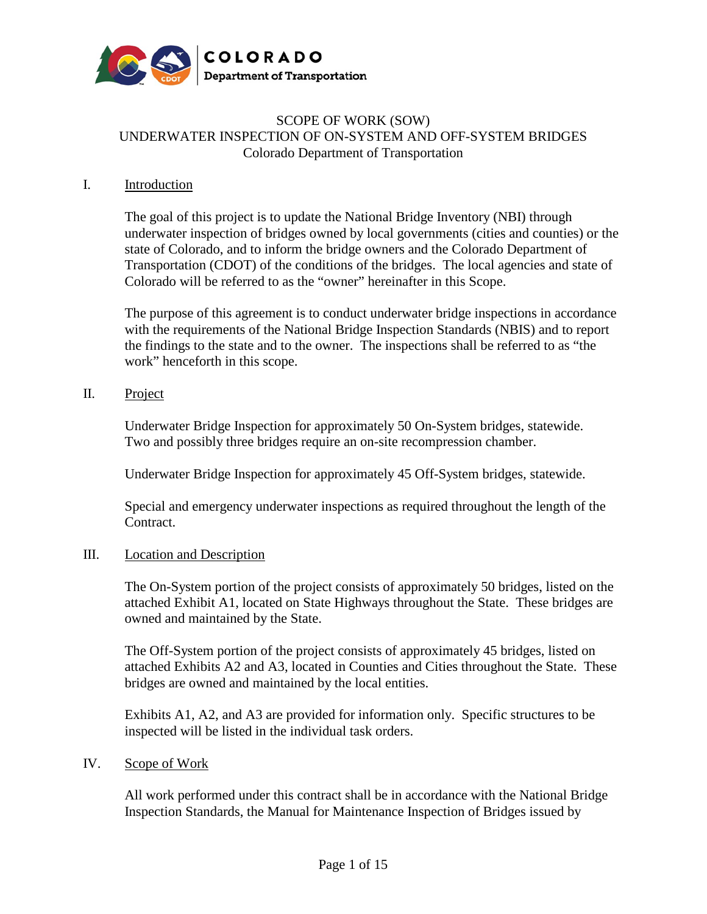COLORADO
Department of Transportation

# SCOPE OF WORK (SOW)
# UNDERWATER INSPECTION OF ON-SYSTEM AND OFF-SYSTEM BRIDGES
Colorado Department of Transportation

## I. Introduction

The goal of this project is to update the National Bridge Inventory (NBI) through underwater inspection of bridges owned by local governments (cities and counties) or the state of Colorado, and to inform the bridge owners and the Colorado Department of Transportation (CDOT) of the conditions of the bridges. The local agencies and state of Colorado will be referred to as the "owner" hereinafter in this Scope.

The purpose of this agreement is to conduct underwater bridge inspections in accordance with the requirements of the National Bridge Inspection Standards (NBIS) and to report the findings to the state and to the owner. The inspections shall be referred to as "the work" henceforth in this scope.

## II. Project

Underwater Bridge Inspection for approximately 50 On-System bridges, statewide. Two and possibly three bridges require an on-site recompression chamber.

Underwater Bridge Inspection for approximately 45 Off-System bridges, statewide.

Special and emergency underwater inspections as required throughout the length of the Contract.

## III. Location and Description

The On-System portion of the project consists of approximately 50 bridges, listed on the attached Exhibit A1, located on State Highways throughout the State. These bridges are owned and maintained by the State.

The Off-System portion of the project consists of approximately 45 bridges, listed on attached Exhibits A2 and A3, located in Counties and Cities throughout the State. These bridges are owned and maintained by the local entities.

Exhibits A1, A2, and A3 are provided for information only. Specific structures to be inspected will be listed in the individual task orders.

## IV. Scope of Work

All work performed under this contract shall be in accordance with the National Bridge Inspection Standards, the Manual for Maintenance Inspection of Bridges issued by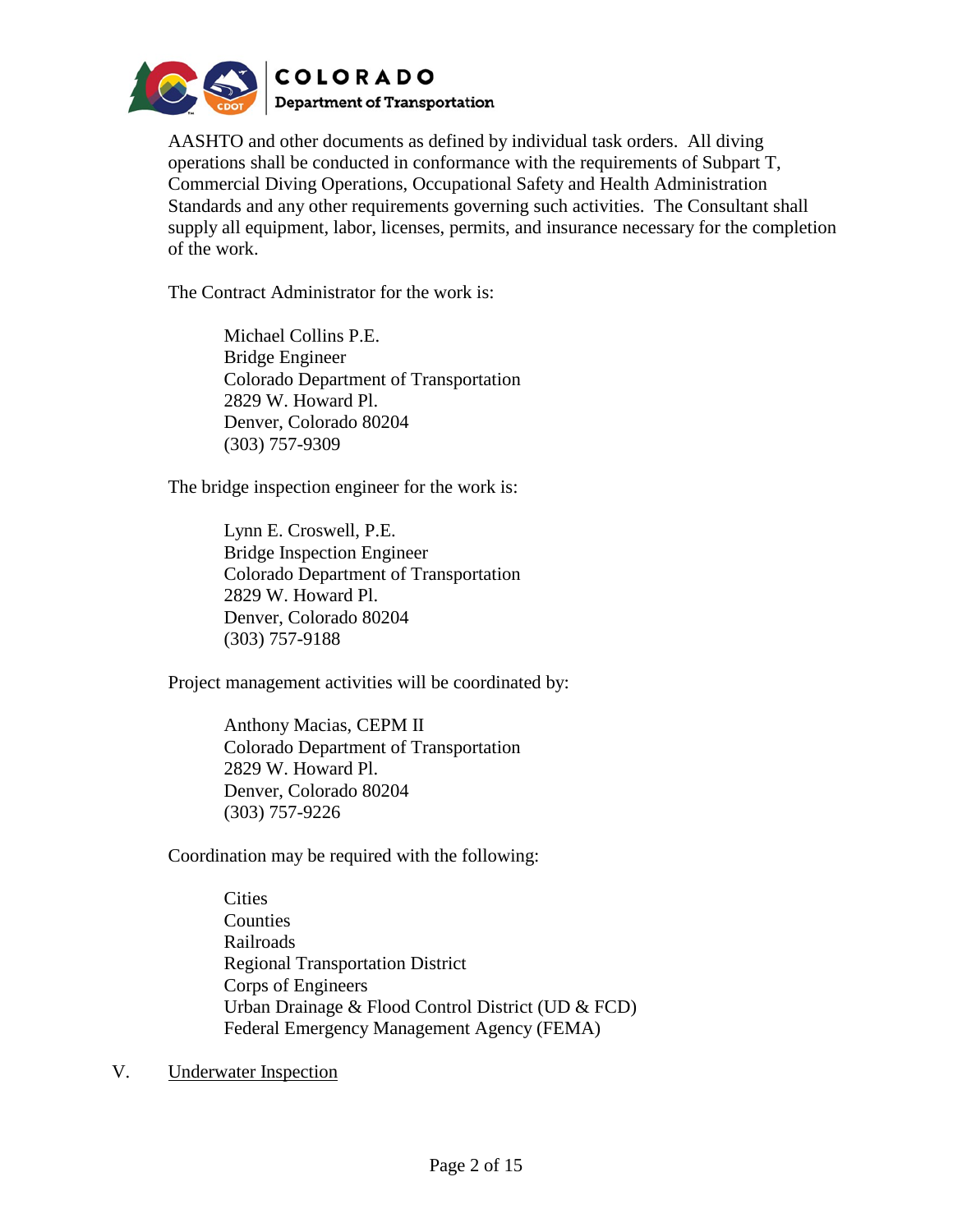AASHTO and other documents as defined by individual task orders. All diving operations shall be conducted in conformance with the requirements of Subpart T, Commercial Diving Operations, Occupational Safety and Health Administration Standards and any other requirements governing such activities. The Consultant shall supply all equipment, labor, licenses, permits, and insurance necessary for the completion of the work.

The Contract Administrator for the work is:

> Michael Collins P.E.  
> Bridge Engineer  
> Colorado Department of Transportation  
> 2829 W. Howard Pl.  
> Denver, Colorado 80204  
> (303) 757-9309

The bridge inspection engineer for the work is:

> Lynn E. Croswell, P.E.  
> Bridge Inspection Engineer  
> Colorado Department of Transportation  
> 2829 W. Howard Pl.  
> Denver, Colorado 80204  
> (303) 757-9188

Project management activities will be coordinated by:

> Anthony Macias, CEPM II  
> Colorado Department of Transportation  
> 2829 W. Howard Pl.  
> Denver, Colorado 80204  
> (303) 757-9226

Coordination may be required with the following:

> Cities  
> Counties  
> Railroads  
> Regional Transportation District  
> Corps of Engineers  
> Urban Drainage & Flood Control District (UD & FCD)  
> Federal Emergency Management Agency (FEMA)

## V. Underwater Inspection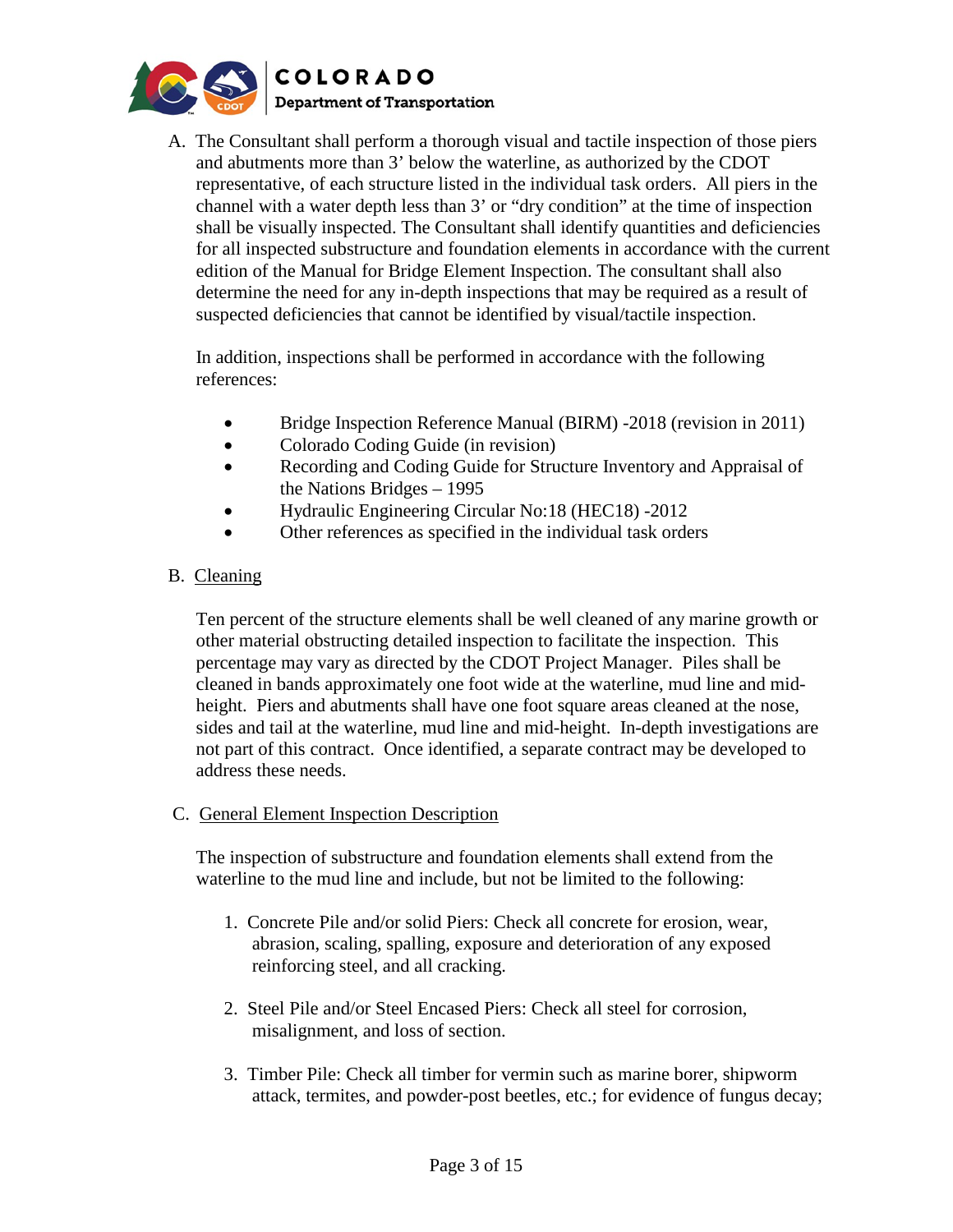A. The Consultant shall perform a thorough visual and tactile inspection of those piers and abutments more than 3' below the waterline, as authorized by the CDOT representative, of each structure listed in the individual task orders. All piers in the channel with a water depth less than 3' or "dry condition" at the time of inspection shall be visually inspected. The Consultant shall identify quantities and deficiencies for all inspected substructure and foundation elements in accordance with the current edition of the Manual for Bridge Element Inspection. The consultant shall also determine the need for any in-depth inspections that may be required as a result of suspected deficiencies that cannot be identified by visual/tactile inspection.

   In addition, inspections shall be performed in accordance with the following references:

   - Bridge Inspection Reference Manual (BIRM) -2018 (revision in 2011)
   - Colorado Coding Guide (in revision)
   - Recording and Coding Guide for Structure Inventory and Appraisal of the Nations Bridges – 1995
   - Hydraulic Engineering Circular No:18 (HEC18) -2012
   - Other references as specified in the individual task orders

B. Cleaning

   Ten percent of the structure elements shall be well cleaned of any marine growth or other material obstructing detailed inspection to facilitate the inspection. This percentage may vary as directed by the CDOT Project Manager. Piles shall be cleaned in bands approximately one foot wide at the waterline, mud line and mid-height. Piers and abutments shall have one foot square areas cleaned at the nose, sides and tail at the waterline, mud line and mid-height. In-depth investigations are not part of this contract. Once identified, a separate contract may be developed to address these needs.

C. General Element Inspection Description

   The inspection of substructure and foundation elements shall extend from the waterline to the mud line and include, but not be limited to the following:

   1. Concrete Pile and/or solid Piers: Check all concrete for erosion, wear, abrasion, scaling, spalling, exposure and deterioration of any exposed reinforcing steel, and all cracking.

   2. Steel Pile and/or Steel Encased Piers: Check all steel for corrosion, misalignment, and loss of section.

   3. Timber Pile: Check all timber for vermin such as marine borer, shipworm attack, termites, and powder-post beetles, etc.; for evidence of fungus decay;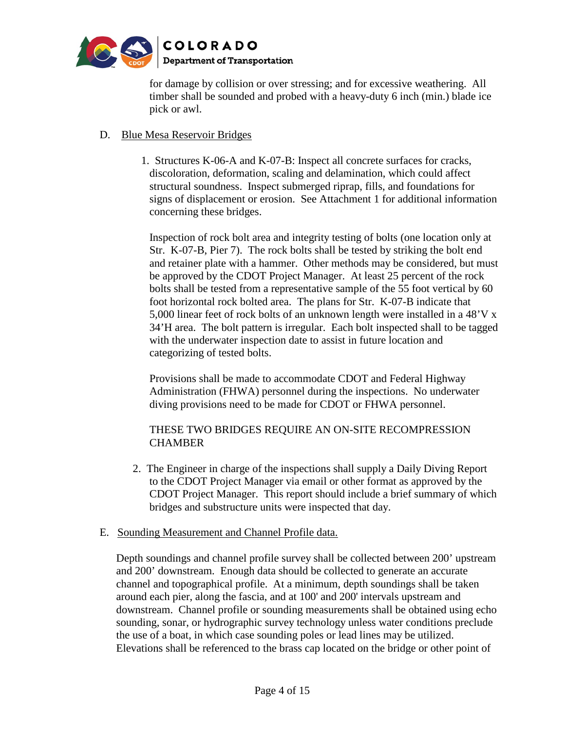for damage by collision or over stressing; and for excessive weathering. All timber shall be sounded and probed with a heavy-duty 6 inch (min.) blade ice pick or awl.

D. Blue Mesa Reservoir Bridges

1. Structures K-06-A and K-07-B: Inspect all concrete surfaces for cracks, discoloration, deformation, scaling and delamination, which could affect structural soundness. Inspect submerged riprap, fills, and foundations for signs of displacement or erosion. See Attachment 1 for additional information concerning these bridges.

   Inspection of rock bolt area and integrity testing of bolts (one location only at Str. K-07-B, Pier 7). The rock bolts shall be tested by striking the bolt end and retainer plate with a hammer. Other methods may be considered, but must be approved by the CDOT Project Manager. At least 25 percent of the rock bolts shall be tested from a representative sample of the 55 foot vertical by 60 foot horizontal rock bolted area. The plans for Str. K-07-B indicate that 5,000 linear feet of rock bolts of an unknown length were installed in a 48'V x 34'H area. The bolt pattern is irregular. Each bolt inspected shall to be tagged with the underwater inspection date to assist in future location and categorizing of tested bolts.

   Provisions shall be made to accommodate CDOT and Federal Highway Administration (FHWA) personnel during the inspections. No underwater diving provisions need to be made for CDOT or FHWA personnel.

   THESE TWO BRIDGES REQUIRE AN ON-SITE RECOMPRESSION CHAMBER

2. The Engineer in charge of the inspections shall supply a Daily Diving Report to the CDOT Project Manager via email or other format as approved by the CDOT Project Manager. This report should include a brief summary of which bridges and substructure units were inspected that day.

E. Sounding Measurement and Channel Profile data.

Depth soundings and channel profile survey shall be collected between 200' upstream and 200' downstream. Enough data should be collected to generate an accurate channel and topographical profile. At a minimum, depth soundings shall be taken around each pier, along the fascia, and at 100' and 200' intervals upstream and downstream. Channel profile or sounding measurements shall be obtained using echo sounding, sonar, or hydrographic survey technology unless water conditions preclude the use of a boat, in which case sounding poles or lead lines may be utilized. Elevations shall be referenced to the brass cap located on the bridge or other point of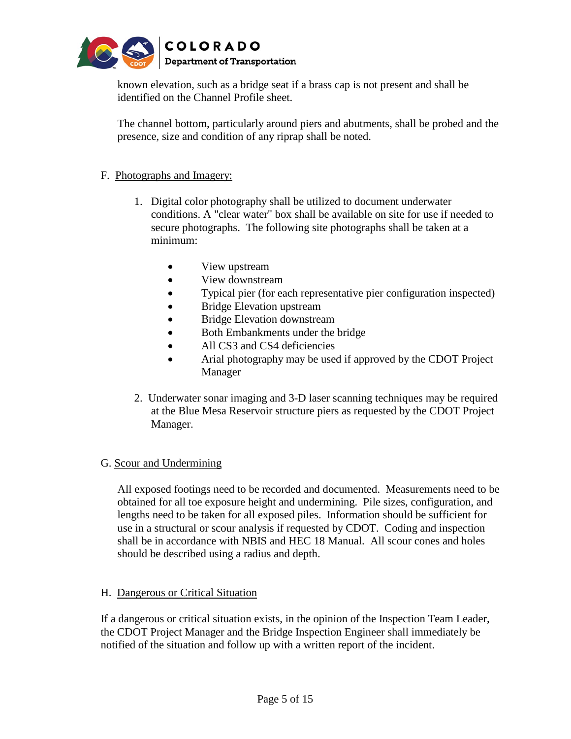known elevation, such as a bridge seat if a brass cap is not present and shall be identified on the Channel Profile sheet.

The channel bottom, particularly around piers and abutments, shall be probed and the presence, size and condition of any riprap shall be noted.

F. Photographs and Imagery:

1. Digital color photography shall be utilized to document underwater conditions. A "clear water" box shall be available on site for use if needed to secure photographs. The following site photographs shall be taken at a minimum:

   - View upstream
   - View downstream
   - Typical pier (for each representative pier configuration inspected)
   - Bridge Elevation upstream
   - Bridge Elevation downstream
   - Both Embankments under the bridge
   - All CS3 and CS4 deficiencies
   - Arial photography may be used if approved by the CDOT Project Manager

2. Underwater sonar imaging and 3-D laser scanning techniques may be required at the Blue Mesa Reservoir structure piers as requested by the CDOT Project Manager.

G. Scour and Undermining

All exposed footings need to be recorded and documented. Measurements need to be obtained for all toe exposure height and undermining. Pile sizes, configuration, and lengths need to be taken for all exposed piles. Information should be sufficient for use in a structural or scour analysis if requested by CDOT. Coding and inspection shall be in accordance with NBIS and HEC 18 Manual. All scour cones and holes should be described using a radius and depth.

H. Dangerous or Critical Situation

If a dangerous or critical situation exists, in the opinion of the Inspection Team Leader, the CDOT Project Manager and the Bridge Inspection Engineer shall immediately be notified of the situation and follow up with a written report of the incident.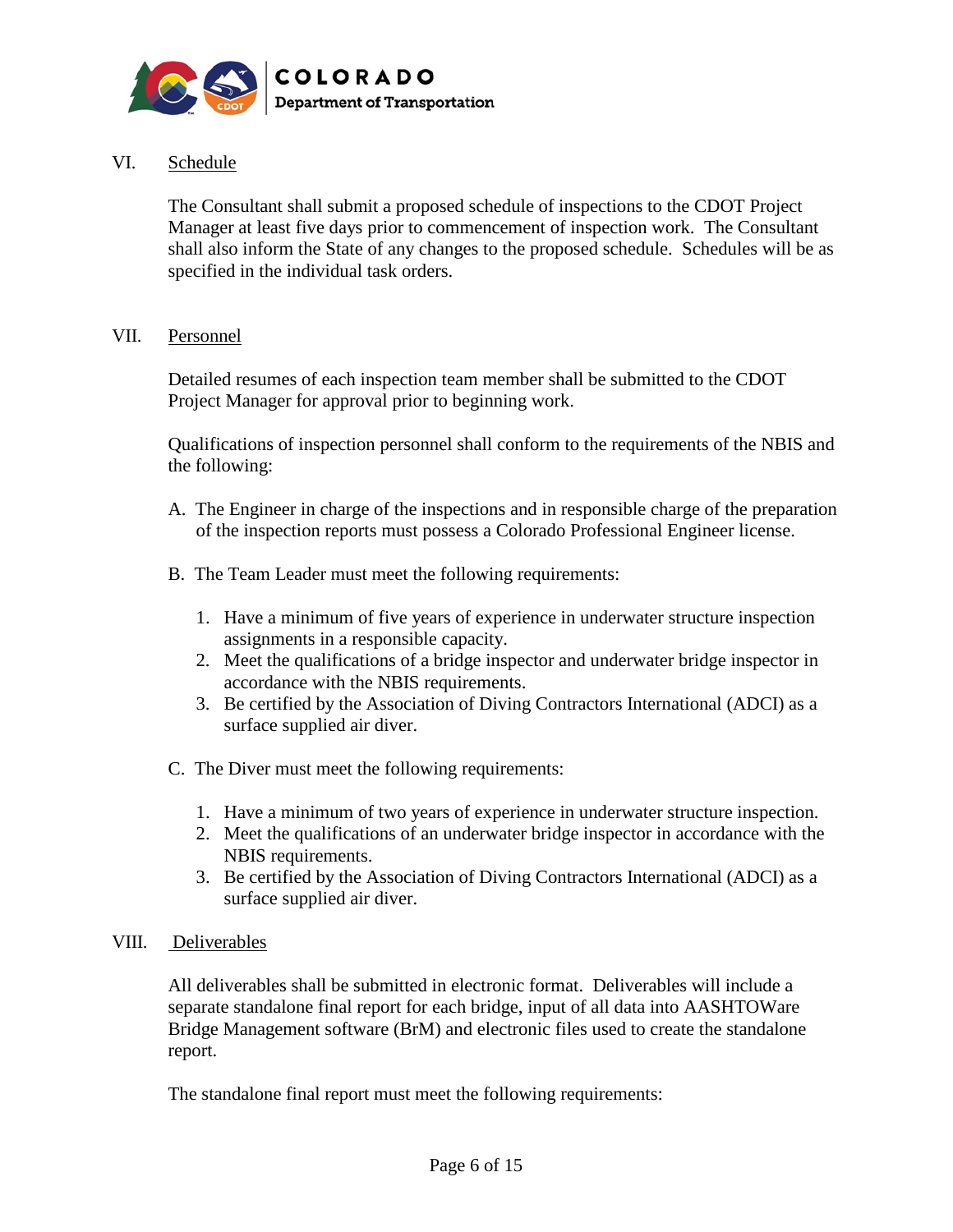## VI. Schedule

The Consultant shall submit a proposed schedule of inspections to the CDOT Project Manager at least five days prior to commencement of inspection work. The Consultant shall also inform the State of any changes to the proposed schedule. Schedules will be as specified in the individual task orders.

## VII. Personnel

Detailed resumes of each inspection team member shall be submitted to the CDOT Project Manager for approval prior to beginning work.

Qualifications of inspection personnel shall conform to the requirements of the NBIS and the following:

A. The Engineer in charge of the inspections and in responsible charge of the preparation of the inspection reports must possess a Colorado Professional Engineer license.

B. The Team Leader must meet the following requirements:

   1. Have a minimum of five years of experience in underwater structure inspection assignments in a responsible capacity.
   2. Meet the qualifications of a bridge inspector and underwater bridge inspector in accordance with the NBIS requirements.
   3. Be certified by the Association of Diving Contractors International (ADCI) as a surface supplied air diver.

C. The Diver must meet the following requirements:

   1. Have a minimum of two years of experience in underwater structure inspection.
   2. Meet the qualifications of an underwater bridge inspector in accordance with the NBIS requirements.
   3. Be certified by the Association of Diving Contractors International (ADCI) as a surface supplied air diver.

## VIII. Deliverables

All deliverables shall be submitted in electronic format. Deliverables will include a separate standalone final report for each bridge, input of all data into AASHTOWare Bridge Management software (BrM) and electronic files used to create the standalone report.

The standalone final report must meet the following requirements: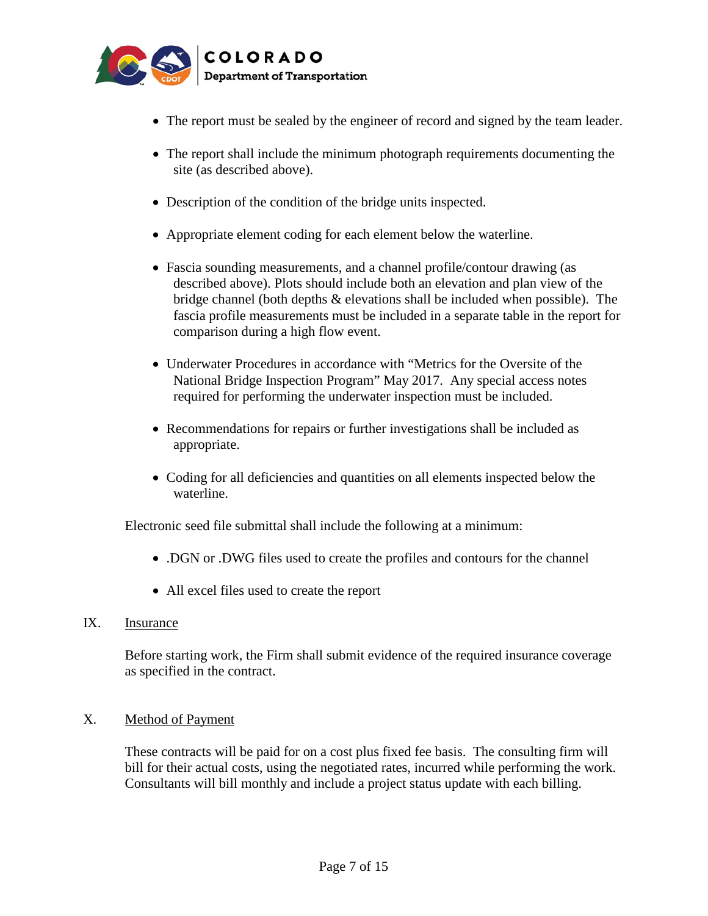- The report must be sealed by the engineer of record and signed by the team leader.
- The report shall include the minimum photograph requirements documenting the site (as described above).
- Description of the condition of the bridge units inspected.
- Appropriate element coding for each element below the waterline.
- Fascia sounding measurements, and a channel profile/contour drawing (as described above). Plots should include both an elevation and plan view of the bridge channel (both depths & elevations shall be included when possible). The fascia profile measurements must be included in a separate table in the report for comparison during a high flow event.
- Underwater Procedures in accordance with "Metrics for the Oversite of the National Bridge Inspection Program" May 2017. Any special access notes required for performing the underwater inspection must be included.
- Recommendations for repairs or further investigations shall be included as appropriate.
- Coding for all deficiencies and quantities on all elements inspected below the waterline.

Electronic seed file submittal shall include the following at a minimum:

- .DGN or .DWG files used to create the profiles and contours for the channel
- All excel files used to create the report

## IX. Insurance

Before starting work, the Firm shall submit evidence of the required insurance coverage as specified in the contract.

## X. Method of Payment

These contracts will be paid for on a cost plus fixed fee basis. The consulting firm will bill for their actual costs, using the negotiated rates, incurred while performing the work. Consultants will bill monthly and include a project status update with each billing.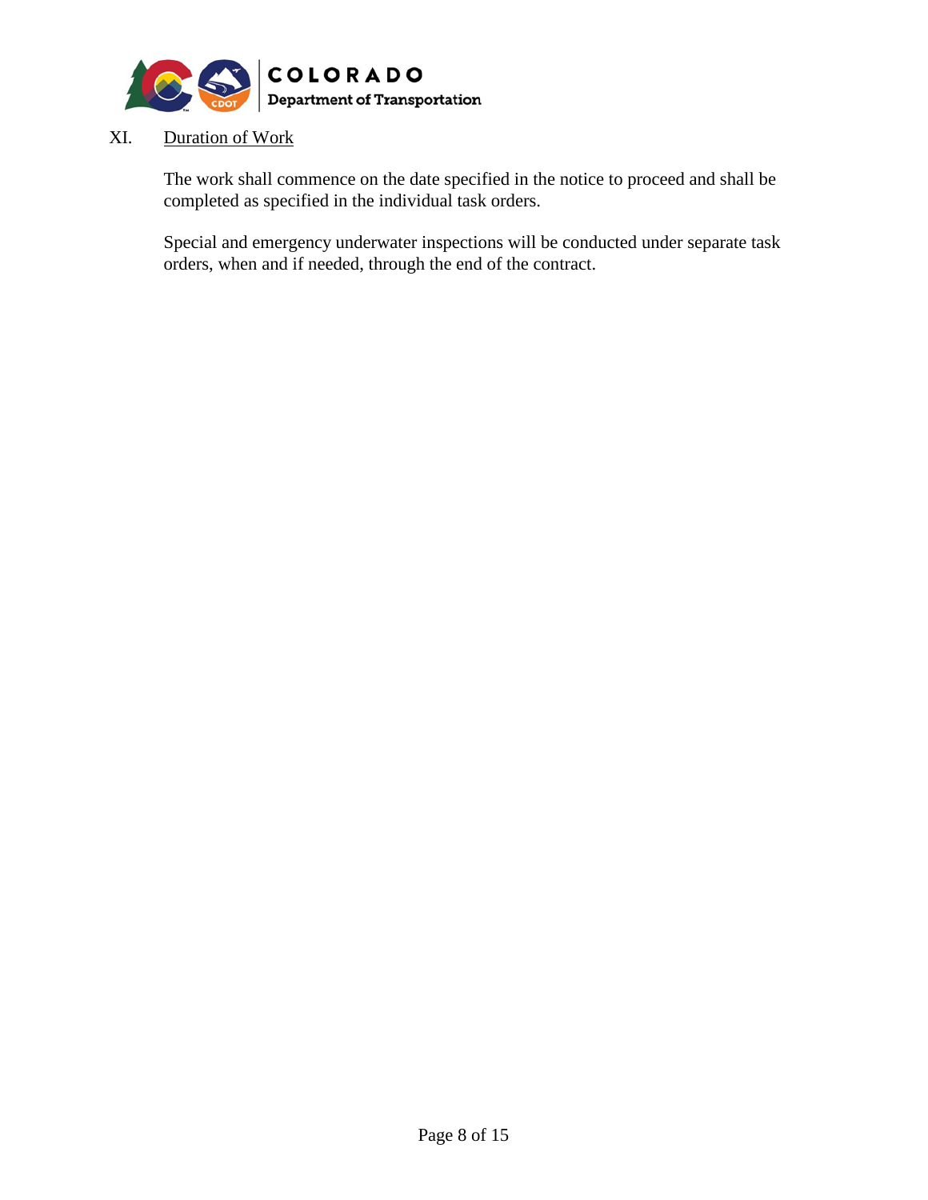## XI. Duration of Work

The work shall commence on the date specified in the notice to proceed and shall be completed as specified in the individual task orders.

Special and emergency underwater inspections will be conducted under separate task orders, when and if needed, through the end of the contract.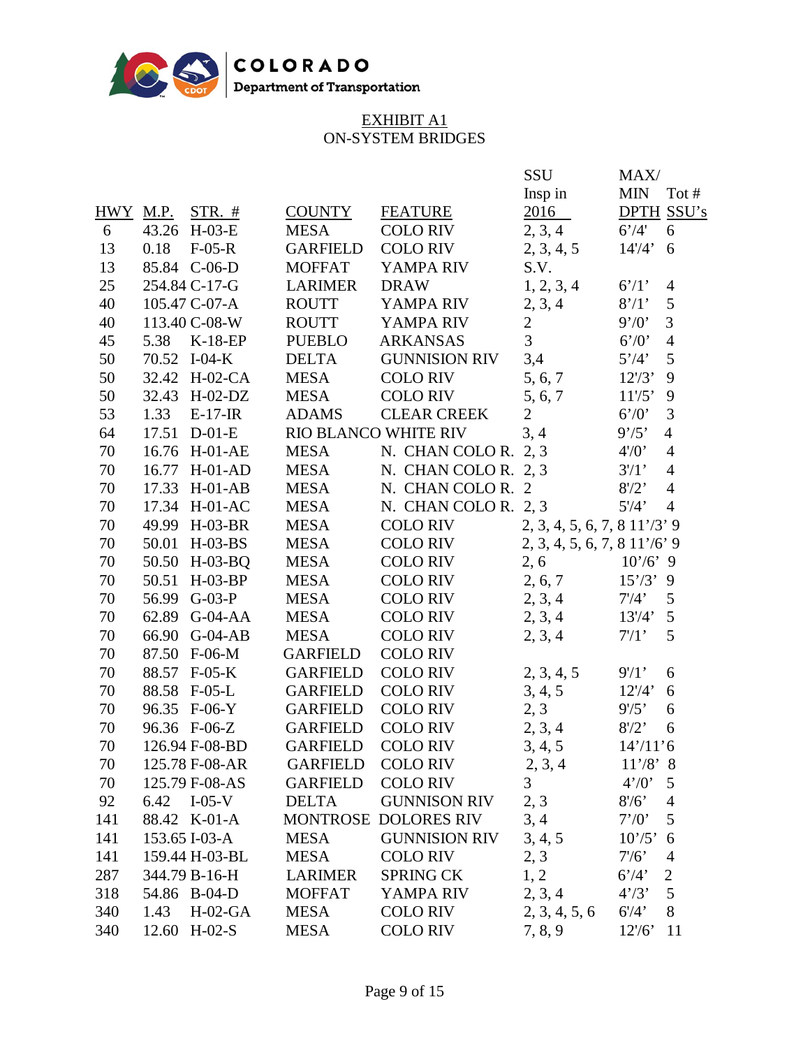EXHIBIT A1
ON-SYSTEM BRIDGES

| HWY | M.P. | STR. # | COUNTY | FEATURE | SSU Insp in 2016 | MAX/ MIN DPTH | Tot # SSU's |
|---|---|---|---|---|---|---|---|
| 6 | 43.26 | H-03-E | MESA | COLO RIV | 2, 3, 4 | 6'/4' | 6 |
| 13 | 0.18 | F-05-R | GARFIELD | COLO RIV | 2, 3, 4, 5 | 14'/4' | 6 |
| 13 | 85.84 | C-06-D | MOFFAT | YAMPA RIV | S.V. | | |
| 25 | 254.84 | C-17-G | LARIMER | DRAW | 1, 2, 3, 4 | 6'/1' | 4 |
| 40 | 105.47 | C-07-A | ROUTT | YAMPA RIV | 2, 3, 4 | 8'/1' | 5 |
| 40 | 113.40 | C-08-W | ROUTT | YAMPA RIV | 2 | 9'/0' | 3 |
| 45 | 5.38 | K-18-EP | PUEBLO | ARKANSAS | 3 | 6'/0' | 4 |
| 50 | 70.52 | I-04-K | DELTA | GUNNISION RIV | 3,4 | 5'/4' | 5 |
| 50 | 32.42 | H-02-CA | MESA | COLO RIV | 5, 6, 7 | 12'/3' | 9 |
| 50 | 32.43 | H-02-DZ | MESA | COLO RIV | 5, 6, 7 | 11'/5' | 9 |
| 53 | 1.33 | E-17-IR | ADAMS | CLEAR CREEK | 2 | 6'/0' | 3 |
| 64 | 17.51 | D-01-E | RIO BLANCO | WHITE RIV | 3, 4 | 9'/5' | 4 |
| 70 | 16.76 | H-01-AE | MESA | N. CHAN COLO R. | 2, 3 | 4'/0' | 4 |
| 70 | 16.77 | H-01-AD | MESA | N. CHAN COLO R. | 2, 3 | 3'/1' | 4 |
| 70 | 17.33 | H-01-AB | MESA | N. CHAN COLO R. | 2 | 8'/2' | 4 |
| 70 | 17.34 | H-01-AC | MESA | N. CHAN COLO R. | 2, 3 | 5'/4' | 4 |
| 70 | 49.99 | H-03-BR | MESA | COLO RIV | 2, 3, 4, 5, 6, 7, 8 | 11'/3' | 9 |
| 70 | 50.01 | H-03-BS | MESA | COLO RIV | 2, 3, 4, 5, 6, 7, 8 | 11'/6' | 9 |
| 70 | 50.50 | H-03-BQ | MESA | COLO RIV | 2, 6 | 10'/6' | 9 |
| 70 | 50.51 | H-03-BP | MESA | COLO RIV | 2, 6, 7 | 15'/3' | 9 |
| 70 | 56.99 | G-03-P | MESA | COLO RIV | 2, 3, 4 | 7'/4' | 5 |
| 70 | 62.89 | G-04-AA | MESA | COLO RIV | 2, 3, 4 | 13'/4' | 5 |
| 70 | 66.90 | G-04-AB | MESA | COLO RIV | 2, 3, 4 | 7'/1' | 5 |
| 70 | 87.50 | F-06-M | GARFIELD | COLO RIV | | | |
| 70 | 88.57 | F-05-K | GARFIELD | COLO RIV | 2, 3, 4, 5 | 9'/1' | 6 |
| 70 | 88.58 | F-05-L | GARFIELD | COLO RIV | 3, 4, 5 | 12'/4' | 6 |
| 70 | 96.35 | F-06-Y | GARFIELD | COLO RIV | 2, 3 | 9'/5' | 6 |
| 70 | 96.36 | F-06-Z | GARFIELD | COLO RIV | 2, 3, 4 | 8'/2' | 6 |
| 70 | 126.94 | F-08-BD | GARFIELD | COLO RIV | 3, 4, 5 | 14'/11' | 6 |
| 70 | 125.78 | F-08-AR | GARFIELD | COLO RIV | 2, 3, 4 | 11'/8' | 8 |
| 70 | 125.79 | F-08-AS | GARFIELD | COLO RIV | 3 | 4'/0' | 5 |
| 92 | 6.42 | I-05-V | DELTA | GUNNISON RIV | 2, 3 | 8'/6' | 4 |
| 141 | 88.42 | K-01-A | MONTROSE | DOLORES RIV | 3, 4 | 7'/0' | 5 |
| 141 | 153.65 | I-03-A | MESA | GUNNISION RIV | 3, 4, 5 | 10'/5' | 6 |
| 141 | 159.44 | H-03-BL | MESA | COLO RIV | 2, 3 | 7'/6' | 4 |
| 287 | 344.79 | B-16-H | LARIMER | SPRING CK | 1, 2 | 6'/4' | 2 |
| 318 | 54.86 | B-04-D | MOFFAT | YAMPA RIV | 2, 3, 4 | 4'/3' | 5 |
| 340 | 1.43 | H-02-GA | MESA | COLO RIV | 2, 3, 4, 5, 6 | 6'/4' | 8 |
| 340 | 12.60 | H-02-S | MESA | COLO RIV | 7, 8, 9 | 12'/6' | 11 |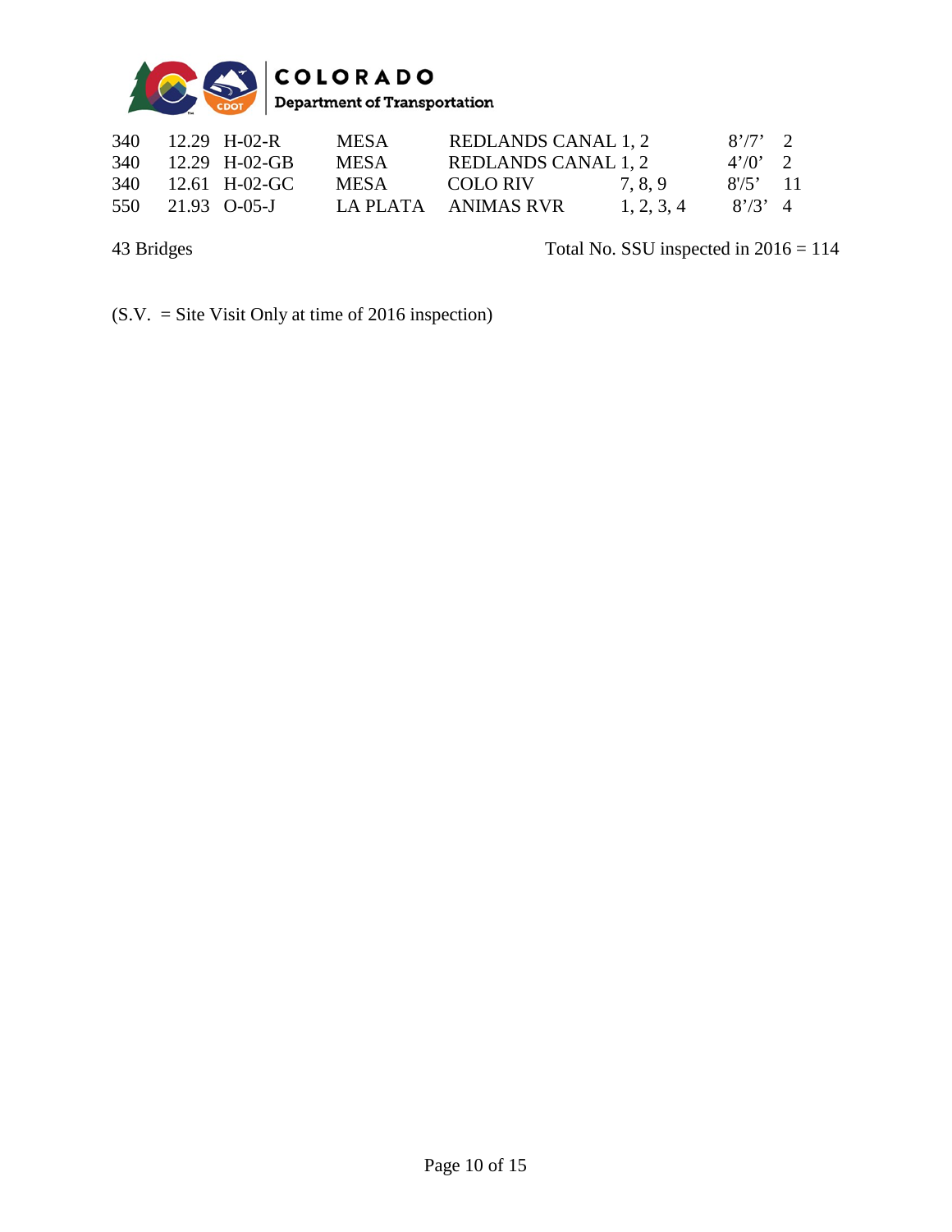| | | | | | | | |
|---|---|---|---|---|---|---|---|
| 340 | 12.29 | H-02-R | MESA | REDLANDS CANAL | 1, 2 | 8’/7’ | 2 |
| 340 | 12.29 | H-02-GB | MESA | REDLANDS CANAL | 1, 2 | 4’/0’ | 2 |
| 340 | 12.61 | H-02-GC | MESA | COLO RIV | 7, 8, 9 | 8'/5’ | 11 |
| 550 | 21.93 | O-05-J | LA PLATA | ANIMAS RVR | 1, 2, 3, 4 | 8’/3’ | 4 |

43 Bridges

Total No. SSU inspected in 2016 = 114

(S.V. = Site Visit Only at time of 2016 inspection)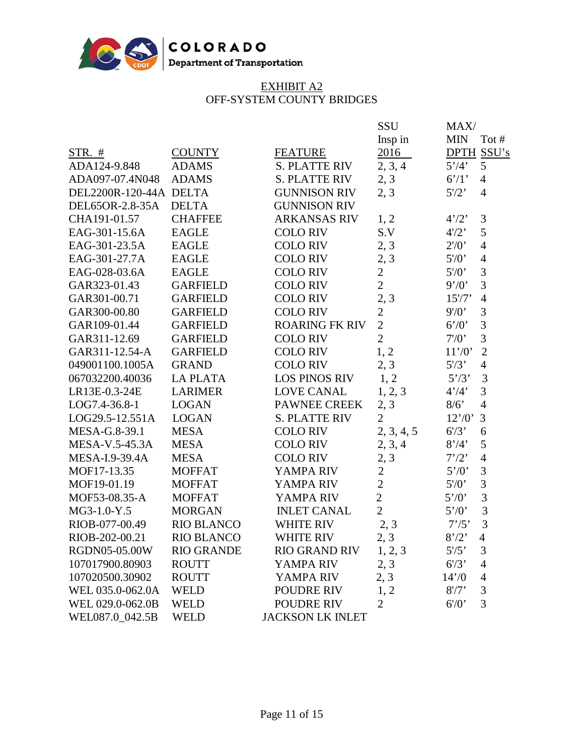EXHIBIT A2

OFF-SYSTEM COUNTY BRIDGES

| STR. # | COUNTY | FEATURE | SSU Insp in 2016 | MAX/ MIN DPTH | Tot # SSU's |
|---|---|---|---|---|---|
| ADA124-9.848 | ADAMS | S. PLATTE RIV | 2, 3, 4 | 5'/4' | 5 |
| ADA097-07.4N048 | ADAMS | S. PLATTE RIV | 2, 3 | 6'/1' | 4 |
| DEL2200R-120-44A | DELTA | GUNNISON RIV | 2, 3 | 5'/2' | 4 |
| DEL65OR-2.8-35A | DELTA | GUNNISON RIV | | | |
| CHA191-01.57 | CHAFFEE | ARKANSAS RIV | 1, 2 | 4'/2' | 3 |
| EAG-301-15.6A | EAGLE | COLO RIV | S.V | 4'/2' | 5 |
| EAG-301-23.5A | EAGLE | COLO RIV | 2, 3 | 2'/0' | 4 |
| EAG-301-27.7A | EAGLE | COLO RIV | 2, 3 | 5'/0' | 4 |
| EAG-028-03.6A | EAGLE | COLO RIV | 2 | 5'/0' | 3 |
| GAR323-01.43 | GARFIELD | COLO RIV | 2 | 9'/0' | 3 |
| GAR301-00.71 | GARFIELD | COLO RIV | 2, 3 | 15'/7' | 4 |
| GAR300-00.80 | GARFIELD | COLO RIV | 2 | 9'/0' | 3 |
| GAR109-01.44 | GARFIELD | ROARING FK RIV | 2 | 6'/0' | 3 |
| GAR311-12.69 | GARFIELD | COLO RIV | 2 | 7'/0' | 3 |
| GAR311-12.54-A | GARFIELD | COLO RIV | 1, 2 | 11'/0' | 2 |
| 049001100.1005A | GRAND | COLO RIV | 2, 3 | 5'/3' | 4 |
| 067032200.40036 | LA PLATA | LOS PINOS RIV | 1, 2 | 5'/3' | 3 |
| LR13E-0.3-24E | LARIMER | LOVE CANAL | 1, 2, 3 | 4'/4' | 3 |
| LOG7.4-36.8-1 | LOGAN | PAWNEE CREEK | 2, 3 | 8/6' | 4 |
| LOG29.5-12.551A | LOGAN | S. PLATTE RIV | 2 | 12'/0' | 3 |
| MESA-G.8-39.1 | MESA | COLO RIV | 2, 3, 4, 5 | 6'/3' | 6 |
| MESA-V.5-45.3A | MESA | COLO RIV | 2, 3, 4 | 8'/4' | 5 |
| MESA-I.9-39.4A | MESA | COLO RIV | 2, 3 | 7'/2' | 4 |
| MOF17-13.35 | MOFFAT | YAMPA RIV | 2 | 5'/0' | 3 |
| MOF19-01.19 | MOFFAT | YAMPA RIV | 2 | 5'/0' | 3 |
| MOF53-08.35-A | MOFFAT | YAMPA RIV | 2 | 5'/0' | 3 |
| MG3-1.0-Y.5 | MORGAN | INLET CANAL | 2 | 5'/0' | 3 |
| RIOB-077-00.49 | RIO BLANCO | WHITE RIV | 2, 3 | 7'/5' | 3 |
| RIOB-202-00.21 | RIO BLANCO | WHITE RIV | 2, 3 | 8'/2' | 4 |
| RGDN05-05.00W | RIO GRANDE | RIO GRAND RIV | 1, 2, 3 | 5'/5' | 3 |
| 107017900.80903 | ROUTT | YAMPA RIV | 2, 3 | 6'/3' | 4 |
| 107020500.30902 | ROUTT | YAMPA RIV | 2, 3 | 14'/0 | 4 |
| WEL 035.0-062.0A | WELD | POUDRE RIV | 1, 2 | 8'/7' | 3 |
| WEL 029.0-062.0B | WELD | POUDRE RIV | 2 | 6'/0' | 3 |
| WEL087.0_042.5B | WELD | JACKSON LK INLET | | | |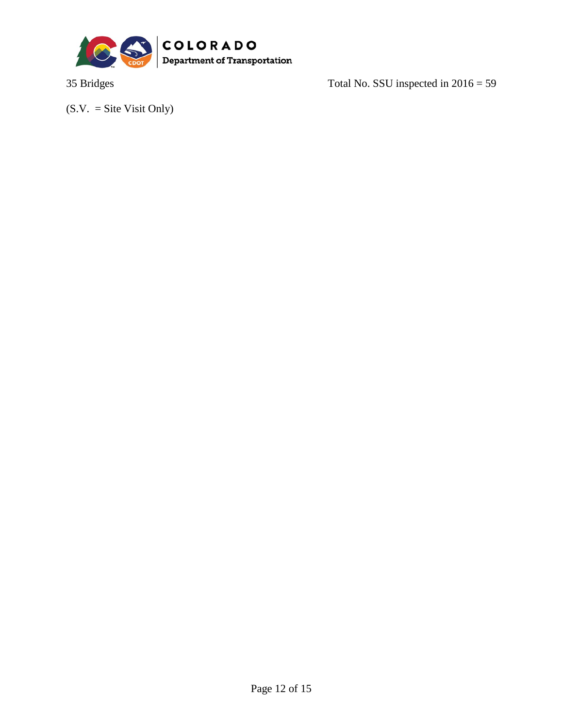35 Bridges Total No. SSU inspected in 2016 = 59

(S.V. = Site Visit Only)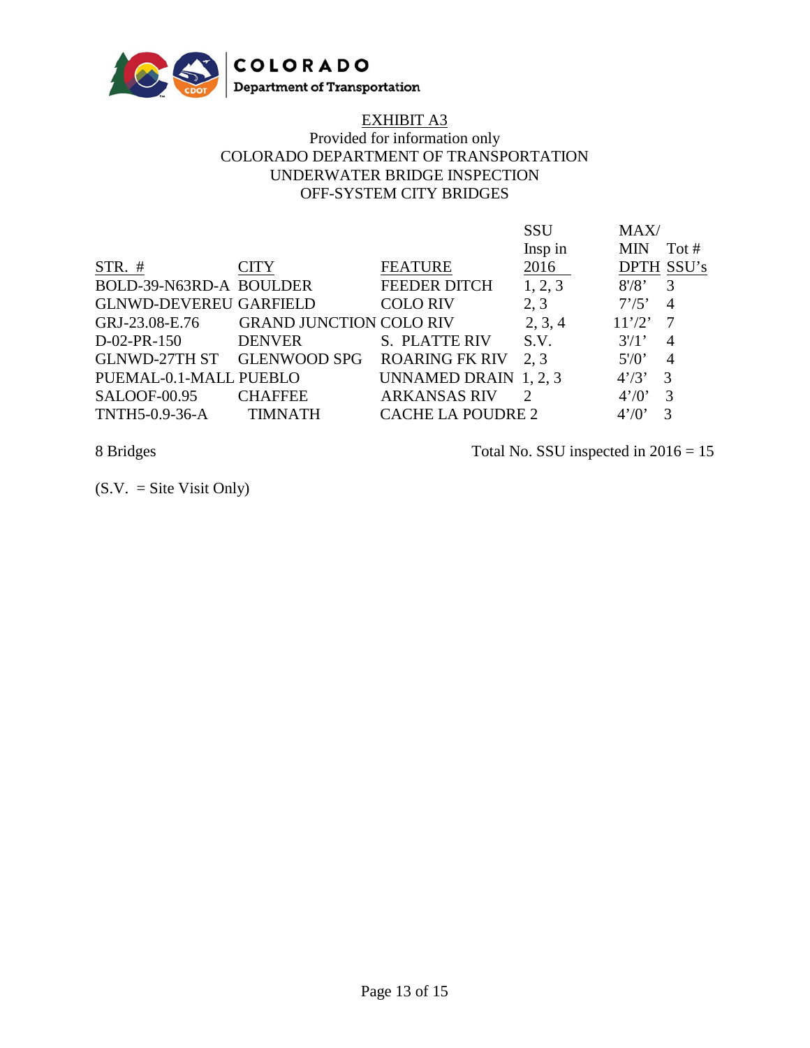COLORADO
Department of Transportation

EXHIBIT A3
Provided for information only
COLORADO DEPARTMENT OF TRANSPORTATION
UNDERWATER BRIDGE INSPECTION
OFF-SYSTEM CITY BRIDGES

| STR. # | CITY | FEATURE | SSU Insp in 2016 | MAX/ MIN DPTH | Tot # SSU's |
|---|---|---|---|---|---|
| BOLD-39-N63RD-A | BOULDER | FEEDER DITCH | 1, 2, 3 | 8'/8' | 3 |
| GLNWD-DEVEREU | GARFIELD | COLO RIV | 2, 3 | 7'/5' | 4 |
| GRJ-23.08-E.76 | GRAND JUNCTION | COLO RIV | 2, 3, 4 | 11'/2' | 7 |
| D-02-PR-150 | DENVER | S. PLATTE RIV | S.V. | 3'/1' | 4 |
| GLNWD-27TH ST | GLENWOOD SPG | ROARING FK RIV | 2, 3 | 5'/0' | 4 |
| PUEMAL-0.1-MALL | PUEBLO | UNNAMED DRAIN | 1, 2, 3 | 4'/3' | 3 |
| SALOOF-00.95 | CHAFFEE | ARKANSAS RIV | 2 | 4'/0' | 3 |
| TNTH5-0.9-36-A | TIMNATH | CACHE LA POUDRE | 2 | 4'/0' | 3 |

8 Bridges

Total No. SSU inspected in 2016 = 15

(S.V. = Site Visit Only)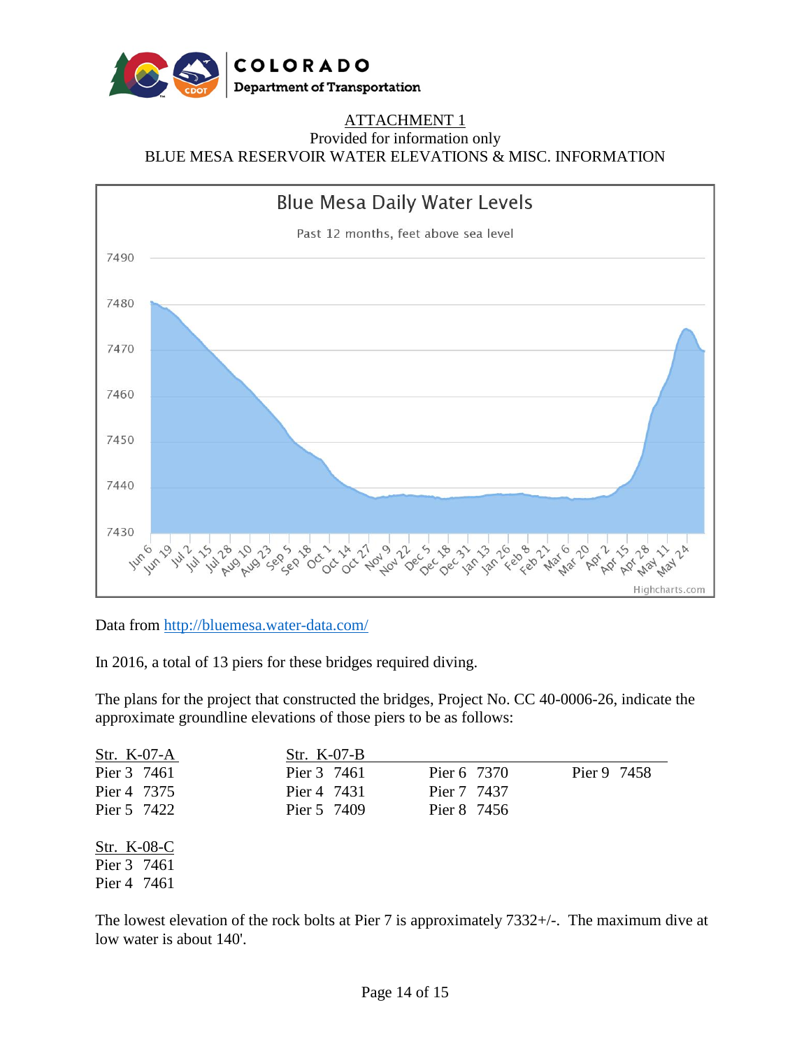ATTACHMENT 1

Provided for information only

BLUE MESA RESERVOIR WATER ELEVATIONS & MISC. INFORMATION

Blue Mesa Daily Water Levels

Past 12 months, feet above sea level

Data from http://bluemesa.water-data.com/

In 2016, a total of 13 piers for these bridges required diving.

The plans for the project that constructed the bridges, Project No. CC 40-0006-26, indicate the approximate groundline elevations of those piers to be as follows:

| Str. K-07-A | Str. K-07-B | | |
|---|---|---|---|
| Pier 3 7461 | Pier 3 7461 | Pier 6 7370 | Pier 9 7458 |
| Pier 4 7375 | Pier 4 7431 | Pier 7 7437 | |
| Pier 5 7422 | Pier 5 7409 | Pier 8 7456 | |

| Str. K-08-C |
|---|
| Pier 3 7461 |
| Pier 4 7461 |

The lowest elevation of the rock bolts at Pier 7 is approximately 7332+/-. The maximum dive at low water is about 140'.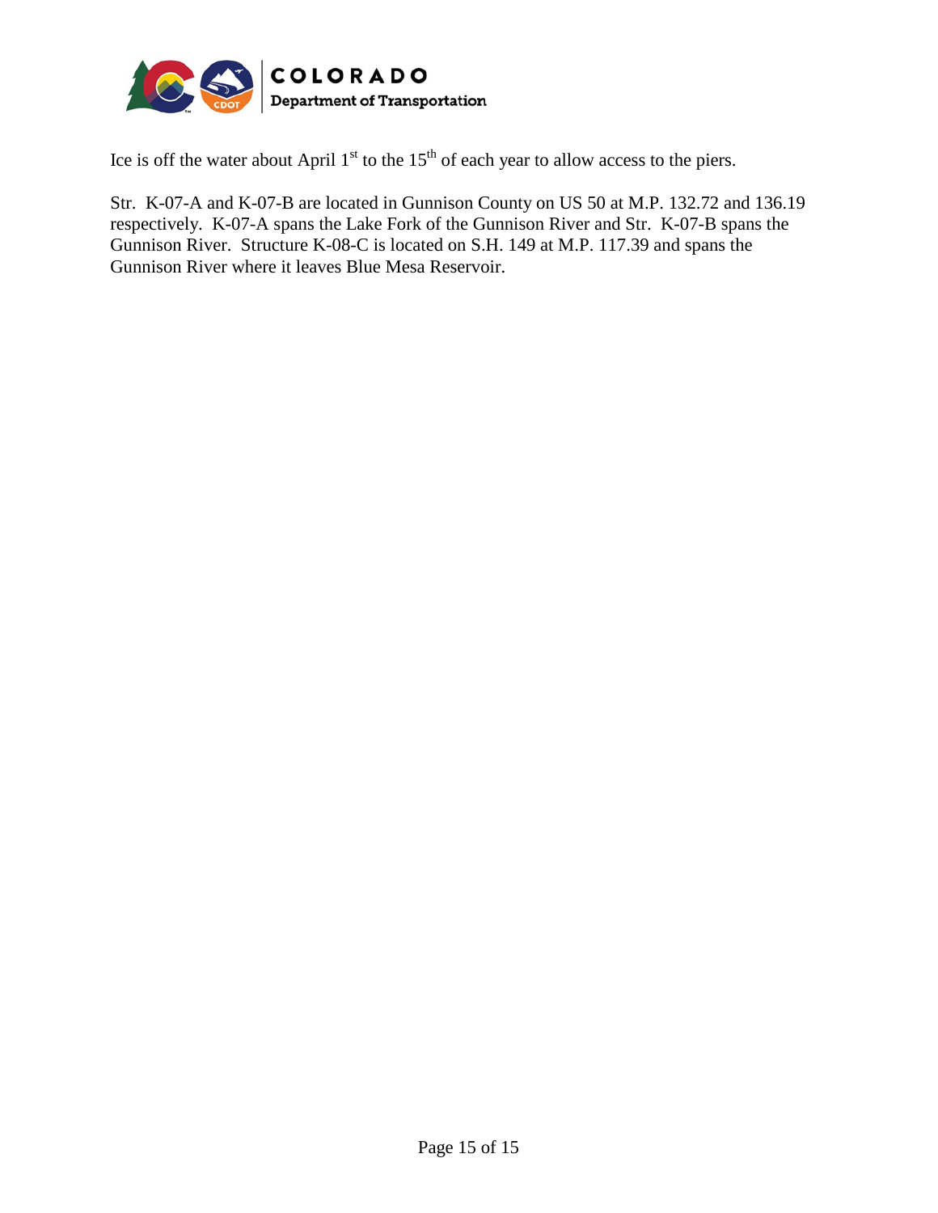Ice is off the water about April 1st to the 15th of each year to allow access to the piers.

Str. K-07-A and K-07-B are located in Gunnison County on US 50 at M.P. 132.72 and 136.19 respectively. K-07-A spans the Lake Fork of the Gunnison River and Str. K-07-B spans the Gunnison River. Structure K-08-C is located on S.H. 149 at M.P. 117.39 and spans the Gunnison River where it leaves Blue Mesa Reservoir.